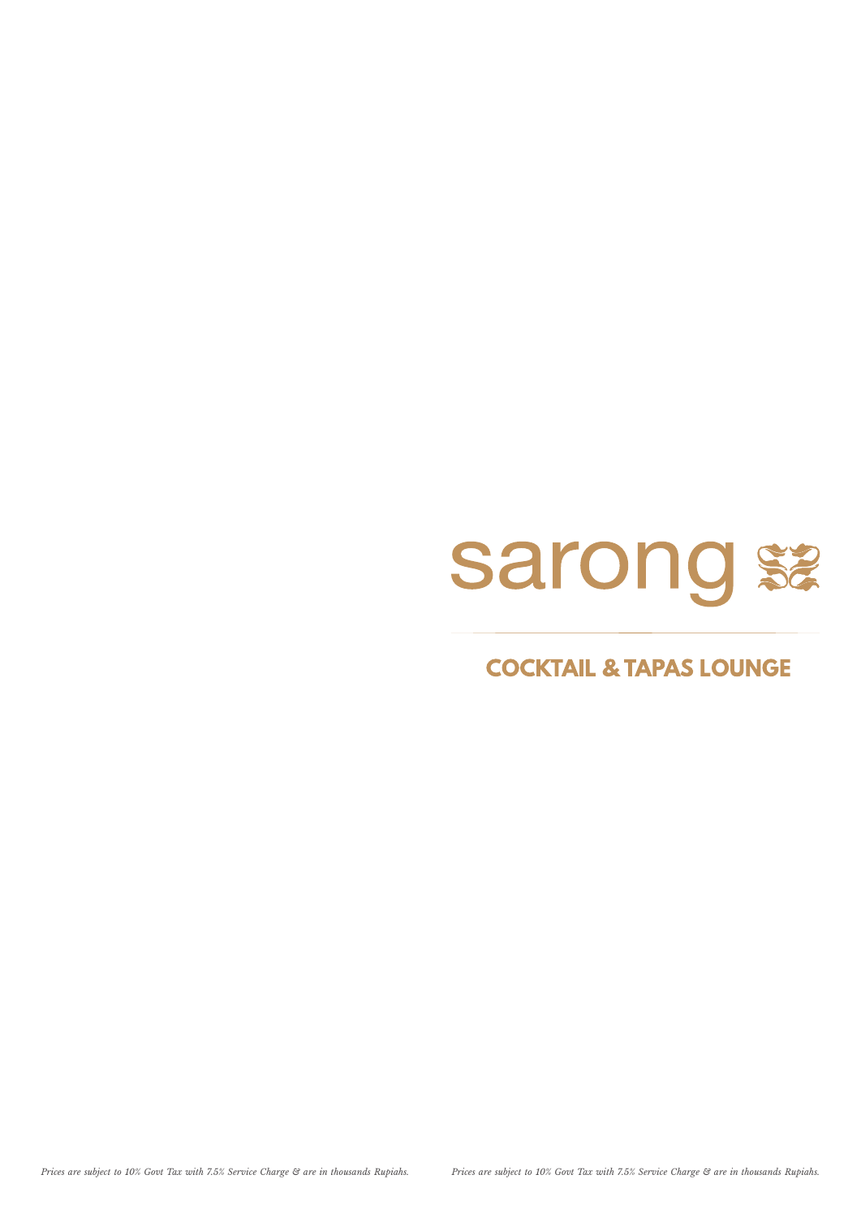# sarong

## COCKTAIL & TAPAS LOUNGE

*Prices are subject to 10% Govt Tax with 7.5% Service Charge & are in thousands Rupiahs.*

*Prices are subject to 10% Govt Tax with 7.5% Service Charge & are in thousands Rupiahs.*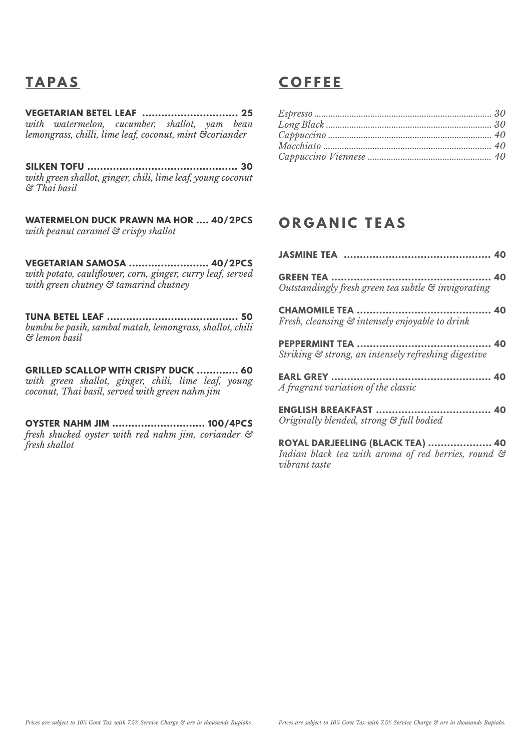## TAPAS

**VEGETARIAN BETEL LEAF ............................. 25**
*with watermelon, cucumber, shallot, yam bean lemongrass, chilli, lime leaf, coconut, mint &coriander*

**SILKEN TOFU ............................................... 30**
*with green shallot, ginger, chili, lime leaf, young coconut & Thai basil*

**WATERMELON DUCK PRAWN MA HOR .... 40/2PCS**
*with peanut caramel & crispy shallot*

**VEGETARIAN SAMOSA ......................... 40/2PCS**
*with potato, cauliflower, corn, ginger, curry leaf, served with green chutney & tamarind chutney*

**TUNA BETEL LEAF ........................................ 50**
*bumbu be pasih, sambal matah, lemongrass, shallot, chili & lemon basil*

**GRILLED SCALLOP WITH CRISPY DUCK ............. 60**
*with green shallot, ginger, chili, lime leaf, young coconut, Thai basil, served with green nahm jim*

**OYSTER NAHM JIM ............................ 100/4PCS**
*fresh shucked oyster with red nahm jim, coriander & fresh shallot*

*Prices are subject to 10% Govt Tax with 7.5% Service Charge & are in thousands Rupiahs.*

## COFFEE

*Espresso ........................................................................... 30*
*Long Black ....................................................................... 30*
*Cappuccino ...................................................................... 40*
*Macchiato ........................................................................ 40*
*Cappuccino Viennese ..................................................... 40*

## ORGANIC TEAS

**JASMINE TEA .............................................. 40**

**GREEN TEA ................................................. 40**
*Outstandingly fresh green tea subtle & invigorating*

**CHAMOMILE TEA .......................................... 40**
*Fresh, cleansing & intensely enjoyable to drink*

**PEPPERMINT TEA .......................................... 40**
*Striking & strong, an intensely refreshing digestive*

**EARL GREY ................................................. 40**
*A fragrant variation of the classic*

**ENGLISH BREAKFAST .................................... 40**
*Originally blended, strong & full bodied*

**ROYAL DARJEELING (BLACK TEA) .................... 40**
*Indian black tea with aroma of red berries, round & vibrant taste*

*Prices are subject to 10% Govt Tax with 7.5% Service Charge & are in thousands Rupiahs.*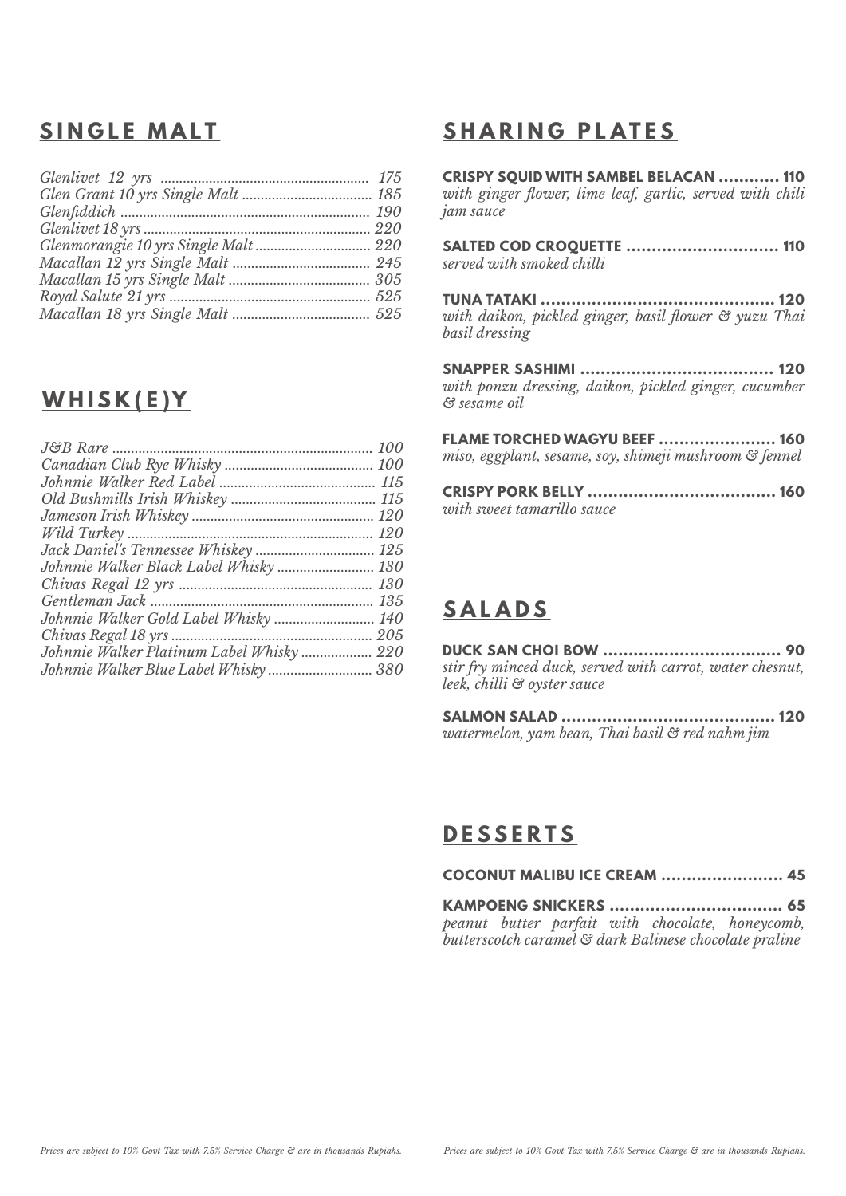## SINGLE MALT

*Glenlivet 12 yrs ........................................................ 175*
*Glen Grant 10 yrs Single Malt ................................... 185*
*Glenfiddich ................................................................... 190*
*Glenlivet 18 yrs ............................................................. 220*
*Glenmorangie 10 yrs Single Malt ............................... 220*
*Macallan 12 yrs Single Malt ..................................... 245*
*Macallan 15 yrs Single Malt ...................................... 305*
*Royal Salute 21 yrs ...................................................... 525*
*Macallan 18 yrs Single Malt ..................................... 525*

## WHISK(E)Y

*J&B Rare ...................................................................... 100*
*Canadian Club Rye Whisky ........................................ 100*
*Johnnie Walker Red Label .......................................... 115*
*Old Bushmills Irish Whiskey ....................................... 115*
*Jameson Irish Whiskey ................................................ 120*
*Wild Turkey .................................................................. 120*
*Jack Daniel's Tennessee Whiskey ................................ 125*
*Johnnie Walker Black Label Whisky .......................... 130*
*Chivas Regal 12 yrs .................................................... 130*
*Gentleman Jack ............................................................ 135*
*Johnnie Walker Gold Label Whisky ........................... 140*
*Chivas Regal 18 yrs ...................................................... 205*
*Johnnie Walker Platinum Label Whisky ................... 220*
*Johnnie Walker Blue Label Whisky ............................ 380*

## SHARING PLATES

**CRISPY SQUID WITH SAMBEL BELACAN ............ 110**
*with ginger flower, lime leaf, garlic, served with chili jam sauce*

**SALTED COD CROQUETTE .............................. 110**
*served with smoked chilli*

**TUNA TATAKI .............................................. 120**
*with daikon, pickled ginger, basil flower & yuzu Thai basil dressing*

**SNAPPER SASHIMI ...................................... 120**
*with ponzu dressing, daikon, pickled ginger, cucumber & sesame oil*

**FLAME TORCHED WAGYU BEEF ....................... 160**
*miso, eggplant, sesame, soy, shimeji mushroom & fennel*

**CRISPY PORK BELLY ..................................... 160**
*with sweet tamarillo sauce*

## SALADS

**DUCK SAN CHOI BOW ................................... 90**
*stir fry minced duck, served with carrot, water chesnut, leek, chilli & oyster sauce*

**SALMON SALAD .......................................... 120**
*watermelon, yam bean, Thai basil & red nahm jim*

## DESSERTS

**COCONUT MALIBU ICE CREAM ........................ 45**

**KAMPOENG SNICKERS .................................. 65**
*peanut butter parfait with chocolate, honeycomb, butterscotch caramel & dark Balinese chocolate praline*

*Prices are subject to 10% Govt Tax with 7.5% Service Charge & are in thousands Rupiahs.*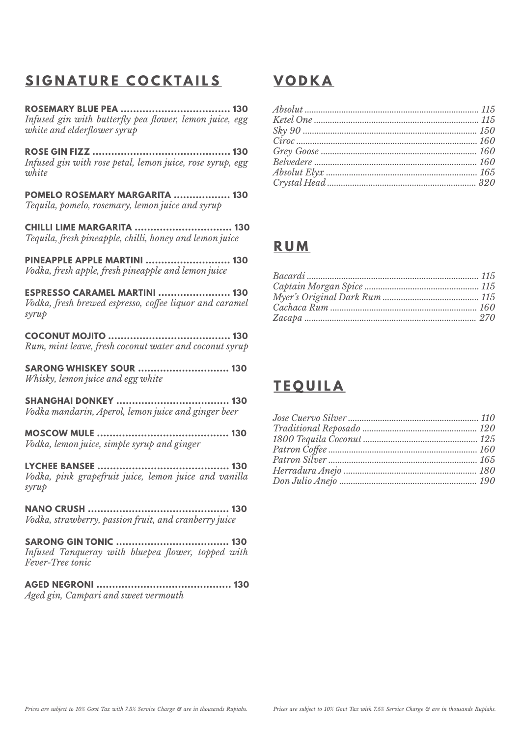## SIGNATURE COCKTAILS

**ROSEMARY BLUE PEA .................................. 130**
*Infused gin with butterfly pea flower, lemon juice, egg white and elderflower syrup*

**ROSE GIN FIZZ .......................................... 130**
*Infused gin with rose petal, lemon juice, rose syrup, egg white*

**POMELO ROSEMARY MARGARITA .................. 130**
*Tequila, pomelo, rosemary, lemon juice and syrup*

**CHILLI LIME MARGARITA ............................... 130**
*Tequila, fresh pineapple, chilli, honey and lemon juice*

**PINEAPPLE APPLE MARTINI ........................... 130**
*Vodka, fresh apple, fresh pineapple and lemon juice*

**ESPRESSO CARAMEL MARTINI ....................... 130**
*Vodka, fresh brewed espresso, coffee liquor and caramel syrup*

**COCONUT MOJITO ....................................... 130**
*Rum, mint leave, fresh coconut water and coconut syrup*

**SARONG WHISKEY SOUR ............................. 130**
*Whisky, lemon juice and egg white*

**SHANGHAI DONKEY .................................... 130**
*Vodka mandarin, Aperol, lemon juice and ginger beer*

**MOSCOW MULE .......................................... 130**
*Vodka, lemon juice, simple syrup and ginger*

**LYCHEE BANSEE .......................................... 130**
*Vodka, pink grapefruit juice, lemon juice and vanilla syrup*

**NANO CRUSH ............................................. 130**
*Vodka, strawberry, passion fruit, and cranberry juice*

**SARONG GIN TONIC .................................... 130**
*Infused Tanqueray with bluepea flower, topped with Fever-Tree tonic*

**AGED NEGRONI ........................................... 130**
*Aged gin, Campari and sweet vermouth*

*Prices are subject to 10% Govt Tax with 7.5% Service Charge & are in thousands Rupiahs.*

## VODKA

*Absolut ........................................................ 115*
*Ketel One ..................................................... 115*
*Sky 90 ......................................................... 150*
*Ciroc ........................................................... 160*
*Grey Goose ................................................... 160*
*Belvedere ..................................................... 160*
*Absolut Elyx ................................................. 165*
*Crystal Head ................................................. 320*

## RUM

*Bacardi ........................................................ 115*
*Captain Morgan Spice ..................................... 115*
*Myer's Original Dark Rum ............................... 115*
*Cachaca Rum ................................................. 160*
*Zacapa ......................................................... 270*

## TEQUILA

*Jose Cuervo Silver .......................................... 110*
*Traditional Reposado ...................................... 120*
*1800 Tequila Coconut ...................................... 125*
*Patron Coffee ................................................ 160*
*Patron Silver ................................................. 165*
*Herradura Anejo ............................................. 180*
*Don Julio Anejo .............................................. 190*

*Prices are subject to 10% Govt Tax with 7.5% Service Charge & are in thousands Rupiahs.*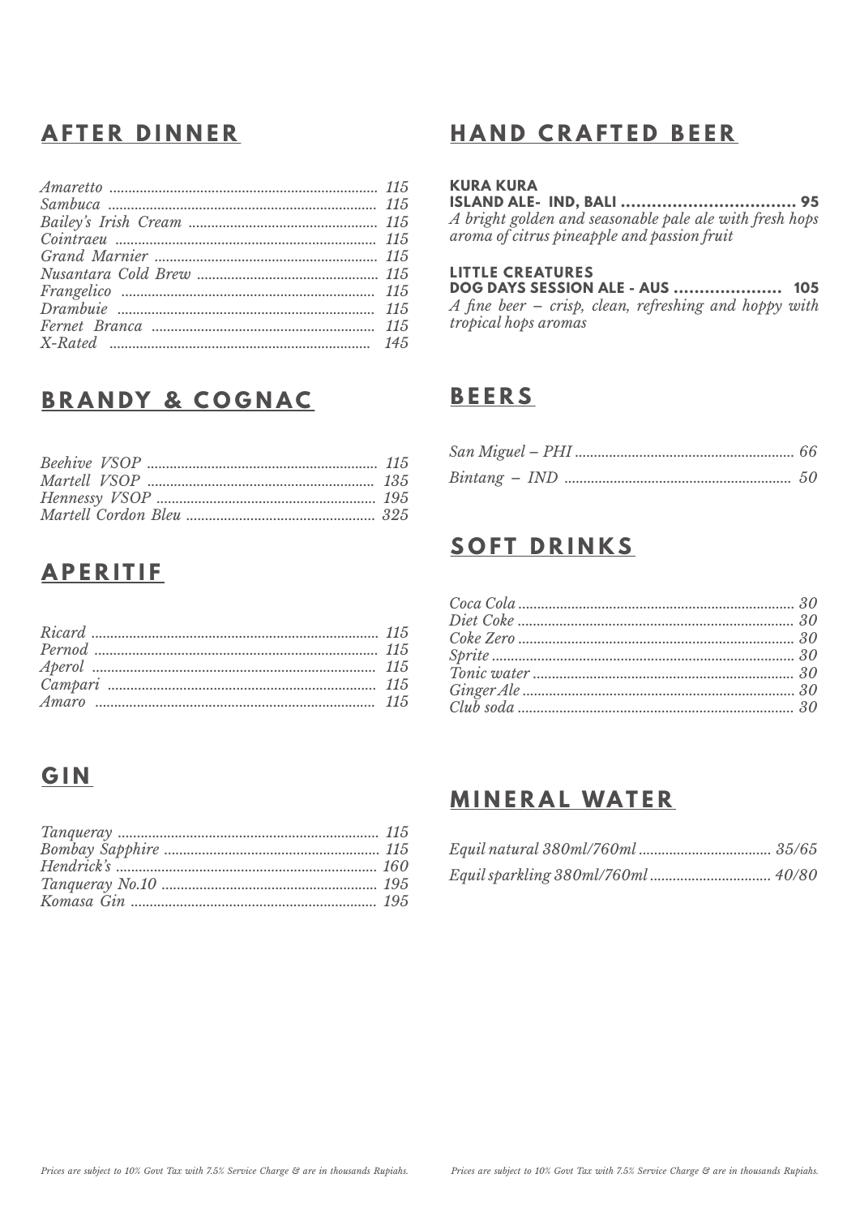## AFTER DINNER

| | |
|---|---|
| *Amaretto* | *115* |
| *Sambuca* | *115* |
| *Bailey's Irish Cream* | *115* |
| *Cointraeu* | *115* |
| *Grand Marnier* | *115* |
| *Nusantara Cold Brew* | *115* |
| *Frangelico* | *115* |
| *Drambuie* | *115* |
| *Fernet Branca* | *115* |
| *X-Rated* | *145* |

## BRANDY & COGNAC

| | |
|---|---|
| *Beehive VSOP* | *115* |
| *Martell VSOP* | *135* |
| *Hennessy VSOP* | *195* |
| *Martell Cordon Bleu* | *325* |

## APERITIF

| | |
|---|---|
| *Ricard* | *115* |
| *Pernod* | *115* |
| *Aperol* | *115* |
| *Campari* | *115* |
| *Amaro* | *115* |

## GIN

| | |
|---|---|
| *Tanqueray* | *115* |
| *Bombay Sapphire* | *115* |
| *Hendrick's* | *160* |
| *Tanqueray No.10* | *195* |
| *Komasa Gin* | *195* |

## HAND CRAFTED BEER

**KURA KURA**
**ISLAND ALE- IND, BALI .................................. 95**
*A bright golden and seasonable pale ale with fresh hops aroma of citrus pineapple and passion fruit*

**LITTLE CREATURES**
**DOG DAYS SESSION ALE - AUS .................... 105**
*A fine beer – crisp, clean, refreshing and hoppy with tropical hops aromas*

## BEERS

| | |
|---|---|
| *San Miguel – PHI* | *66* |
| *Bintang – IND* | *50* |

## SOFT DRINKS

| | |
|---|---|
| *Coca Cola* | *30* |
| *Diet Coke* | *30* |
| *Coke Zero* | *30* |
| *Sprite* | *30* |
| *Tonic water* | *30* |
| *Ginger Ale* | *30* |
| *Club soda* | *30* |

## MINERAL WATER

| | |
|---|---|
| *Equil natural 380ml/760ml* | *35/65* |
| *Equil sparkling 380ml/760ml* | *40/80* |

*Prices are subject to 10% Govt Tax with 7.5% Service Charge & are in thousands Rupiahs.*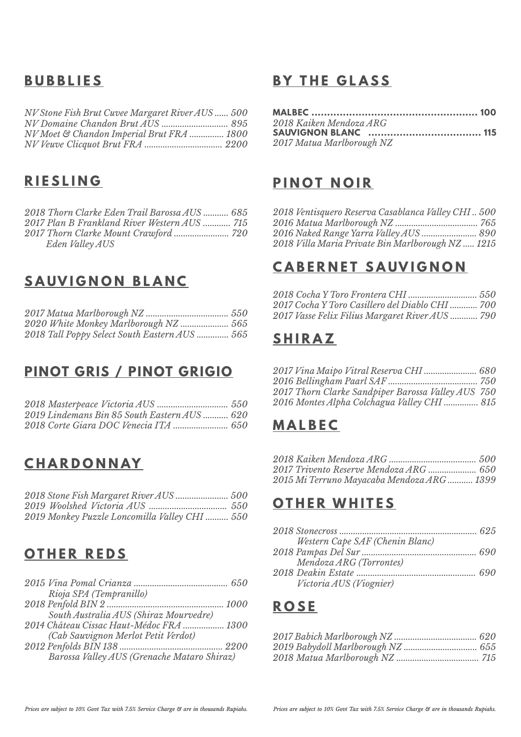## BUBBLIES

*NV Stone Fish Brut Cuvee Margaret River AUS ...... 500*
*NV Domaine Chandon Brut AUS ............................ 895*
*NV Moet & Chandon Imperial Brut FRA ............... 1800*
*NV Veuve Clicquot Brut FRA ................................. 2200*

## RIESLING

*2018 Thorn Clarke Eden Trail Barossa AUS ........... 685*
*2017 Plan B Frankland River Western AUS ............ 715*
*2017 Thorn Clarke Mount Crawford ........................ 720*
*Eden Valley AUS*

## SAUVIGNON BLANC

*2017 Matua Marlborough NZ .................................... 550*
*2020 White Monkey Marlborough NZ ..................... 565*
*2018 Tall Poppy Select South Eastern AUS .............. 565*

## PINOT GRIS / PINOT GRIGIO

*2018 Masterpeace Victoria AUS ............................... 550*
*2019 Lindemans Bin 85 South Eastern AUS ........... 620*
*2018 Corte Giara DOC Venecia ITA ........................ 650*

## CHARDONNAY

*2018 Stone Fish Margaret River AUS ....................... 500*
*2019 Woolshed Victoria AUS .................................. 550*
*2019 Monkey Puzzle Loncomilla Valley CHI .......... 550*

## OTHER REDS

*2015 Vina Pomal Crianza ......................................... 650*
*Rioja SPA (Tempranillo)*
*2018 Penfold BIN 2 ................................................... 1000*
*South Australia AUS (Shiraz Mourvedre)*
*2014 Château Cissac Haut-Médoc FRA .................. 1300*
*(Cab Sauvignon Merlot Petit Verdot)*
*2012 Penfolds BIN 138 ............................................. 2200*
*Barossa Valley AUS (Grenache Mataro Shiraz)*

*Prices are subject to 10% Govt Tax with 7.5% Service Charge & are in thousands Rupiahs.*

## BY THE GLASS

**MALBEC ..................................................... 100**
*2018 Kaiken Mendoza ARG*
**SAUVIGNON BLANC .................................... 115**
*2017 Matua Marlborough NZ*

## PINOT NOIR

*2018 Ventisquero Reserva Casablanca Valley CHI .. 500*
*2016 Matua Marlborough NZ .................................... 765*
*2016 Naked Range Yarra Valley AUS ........................ 890*
*2018 Villa Maria Private Bin Marlborough NZ ..... 1215*

## CABERNET SAUVIGNON

*2018 Cocha Y Toro Frontera CHI .............................. 550*
*2017 Cocha Y Toro Casillero del Diablo CHI ............ 700*
*2017 Vasse Felix Filius Margaret River AUS ............ 790*

## SHIRAZ

*2017 Vina Maipo Vitral Reserva CHI ....................... 680*
*2016 Bellingham Paarl SAF ....................................... 750*
*2017 Thorn Clarke Sandpiper Barossa Valley AUS 750*
*2016 Montes Alpha Colchagua Valley CHI ............... 815*

## MALBEC

*2018 Kaiken Mendoza ARG ...................................... 500*
*2017 Trivento Reserve Mendoza ARG ..................... 650*
*2015 Mi Terruno Mayacaba Mendoza ARG ........... 1399*

## OTHER WHITES

*2018 Stonecross ........................................................... 625*
*Western Cape SAF (Chenin Blanc)*
*2018 Pampas Del Sur ................................................. 690*
*Mendoza ARG (Torrontes)*
*2018 Deakin Estate .................................................... 690*
*Victoria AUS (Viognier)*

## ROSE

*2017 Babich Marlborough NZ .................................... 620*
*2019 Babydoll Marlborough NZ ................................ 655*
*2018 Matua Marlborough NZ .................................... 715*

*Prices are subject to 10% Govt Tax with 7.5% Service Charge & are in thousands Rupiahs.*